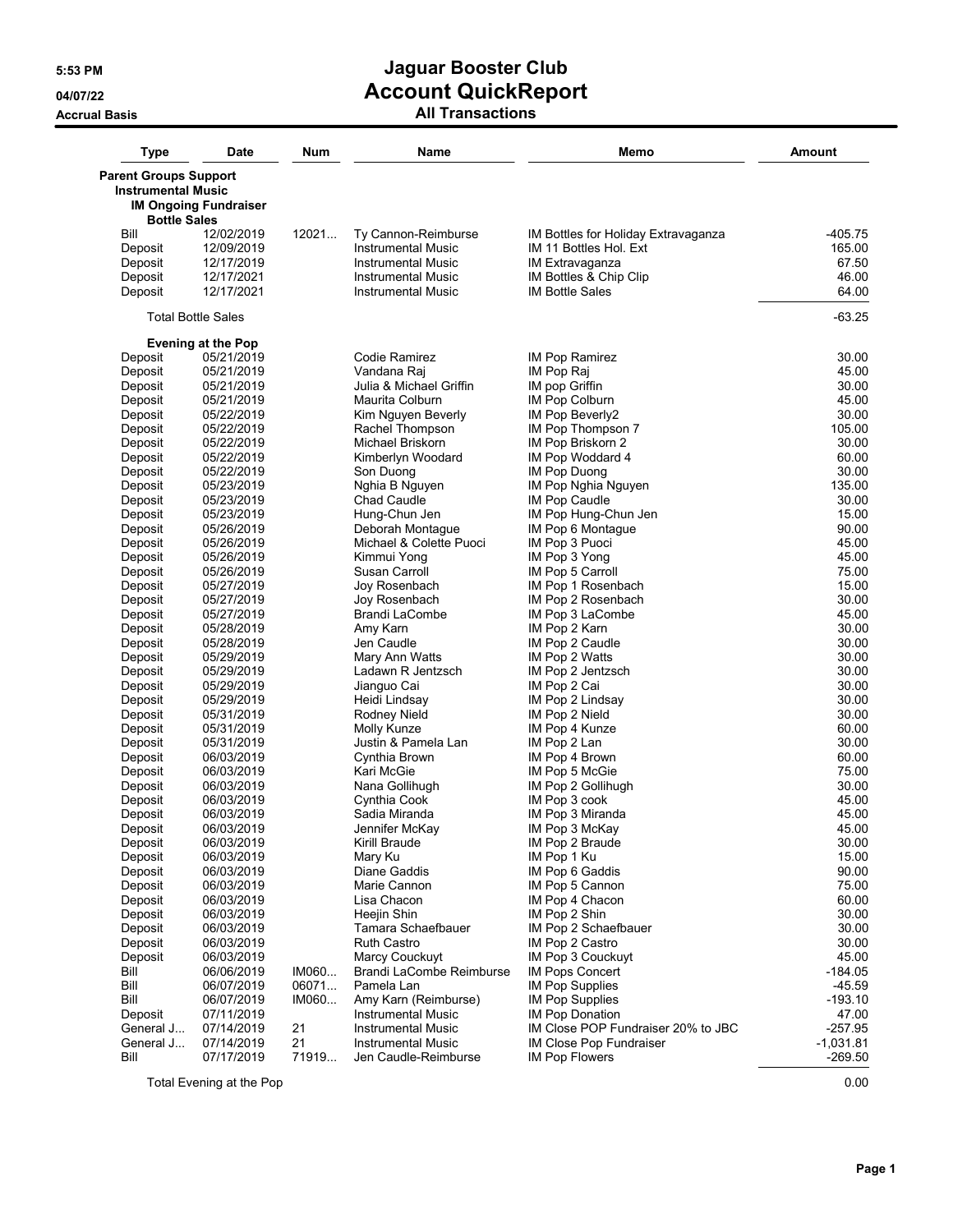# Jaguar Booster Club

## Account QuickReport

### All Transactions

5:53 PM
04/07/22
Accrual Basis

| Type | Date | Num | Name | Memo | Amount |
|---|---|---|---|---|---|
| **Parent Groups Support** | | | | | |
| **Instrumental Music** | | | | | |
| **IM Ongoing Fundraiser** | | | | | |
| **Bottle Sales** | | | | | |
| Bill | 12/02/2019 | 12021... | Ty Cannon-Reimburse | IM Bottles for Holiday Extravaganza | -405.75 |
| Deposit | 12/09/2019 | | Instrumental Music | IM 11 Bottles Hol. Ext | 165.00 |
| Deposit | 12/17/2019 | | Instrumental Music | IM Extravaganza | 67.50 |
| Deposit | 12/17/2021 | | Instrumental Music | IM Bottles & Chip Clip | 46.00 |
| Deposit | 12/17/2021 | | Instrumental Music | IM Bottle Sales | 64.00 |
| Total Bottle Sales | | | | | -63.25 |
| **Evening at the Pop** | | | | | |
| Deposit | 05/21/2019 | | Codie Ramirez | IM Pop Ramirez | 30.00 |
| Deposit | 05/21/2019 | | Vandana Raj | IM Pop Raj | 45.00 |
| Deposit | 05/21/2019 | | Julia & Michael Griffin | IM pop Griffin | 30.00 |
| Deposit | 05/21/2019 | | Maurita Colburn | IM Pop Colburn | 45.00 |
| Deposit | 05/22/2019 | | Kim Nguyen Beverly | IM Pop Beverly2 | 30.00 |
| Deposit | 05/22/2019 | | Rachel Thompson | IM Pop Thompson 7 | 105.00 |
| Deposit | 05/22/2019 | | Michael Briskorn | IM Pop Briskorn 2 | 30.00 |
| Deposit | 05/22/2019 | | Kimberlyn Woodard | IM Pop Woddard 4 | 60.00 |
| Deposit | 05/22/2019 | | Son Duong | IM Pop Duong | 30.00 |
| Deposit | 05/23/2019 | | Nghia B Nguyen | IM Pop Nghia Nguyen | 135.00 |
| Deposit | 05/23/2019 | | Chad Caudle | IM Pop Caudle | 30.00 |
| Deposit | 05/23/2019 | | Hung-Chun Jen | IM Pop Hung-Chun Jen | 15.00 |
| Deposit | 05/26/2019 | | Deborah Montague | IM Pop 6 Montague | 90.00 |
| Deposit | 05/26/2019 | | Michael & Colette Puoci | IM Pop 3 Puoci | 45.00 |
| Deposit | 05/26/2019 | | Kimmui Yong | IM Pop 3 Yong | 45.00 |
| Deposit | 05/26/2019 | | Susan Carroll | IM Pop 5 Carroll | 75.00 |
| Deposit | 05/27/2019 | | Joy Rosenbach | IM Pop 1 Rosenbach | 15.00 |
| Deposit | 05/27/2019 | | Joy Rosenbach | IM Pop 2 Rosenbach | 30.00 |
| Deposit | 05/27/2019 | | Brandi LaCombe | IM Pop 3 LaCombe | 45.00 |
| Deposit | 05/28/2019 | | Amy Karn | IM Pop 2 Karn | 30.00 |
| Deposit | 05/28/2019 | | Jen Caudle | IM Pop 2 Caudle | 30.00 |
| Deposit | 05/29/2019 | | Mary Ann Watts | IM Pop 2 Watts | 30.00 |
| Deposit | 05/29/2019 | | Ladawn R Jentzsch | IM Pop 2 Jentzsch | 30.00 |
| Deposit | 05/29/2019 | | Jianguo Cai | IM Pop 2 Cai | 30.00 |
| Deposit | 05/29/2019 | | Heidi Lindsay | IM Pop 2 Lindsay | 30.00 |
| Deposit | 05/31/2019 | | Rodney Nield | IM Pop 2 Nield | 30.00 |
| Deposit | 05/31/2019 | | Molly Kunze | IM Pop 4 Kunze | 60.00 |
| Deposit | 05/31/2019 | | Justin & Pamela Lan | IM Pop 2 Lan | 30.00 |
| Deposit | 06/03/2019 | | Cynthia Brown | IM Pop 4 Brown | 60.00 |
| Deposit | 06/03/2019 | | Kari McGie | IM Pop 5 McGie | 75.00 |
| Deposit | 06/03/2019 | | Nana Gollihugh | IM Pop 2 Gollihugh | 30.00 |
| Deposit | 06/03/2019 | | Cynthia Cook | IM Pop 3 cook | 45.00 |
| Deposit | 06/03/2019 | | Sadia Miranda | IM Pop 3 Miranda | 45.00 |
| Deposit | 06/03/2019 | | Jennifer McKay | IM Pop 3 McKay | 45.00 |
| Deposit | 06/03/2019 | | Kirill Braude | IM Pop 2 Braude | 30.00 |
| Deposit | 06/03/2019 | | Mary Ku | IM Pop 1 Ku | 15.00 |
| Deposit | 06/03/2019 | | Diane Gaddis | IM Pop 6 Gaddis | 90.00 |
| Deposit | 06/03/2019 | | Marie Cannon | IM Pop 5 Cannon | 75.00 |
| Deposit | 06/03/2019 | | Lisa Chacon | IM Pop 4 Chacon | 60.00 |
| Deposit | 06/03/2019 | | Heejin Shin | IM Pop 2 Shin | 30.00 |
| Deposit | 06/03/2019 | | Tamara Schaefbauer | IM Pop 2 Schaefbauer | 30.00 |
| Deposit | 06/03/2019 | | Ruth Castro | IM Pop 2 Castro | 30.00 |
| Deposit | 06/03/2019 | | Marcy Couckuyt | IM Pop 3 Couckuyt | 45.00 |
| Bill | 06/06/2019 | IM060... | Brandi LaCombe Reimburse | IM Pops Concert | -184.05 |
| Bill | 06/07/2019 | 06071... | Pamela Lan | IM Pop Supplies | -45.59 |
| Bill | 06/07/2019 | IM060... | Amy Karn (Reimburse) | IM Pop Supplies | -193.10 |
| Deposit | 07/11/2019 | | Instrumental Music | IM Pop Donation | 47.00 |
| General J... | 07/14/2019 | 21 | Instrumental Music | IM Close POP Fundraiser 20% to JBC | -257.95 |
| General J... | 07/14/2019 | 21 | Instrumental Music | IM Close Pop Fundraiser | -1,031.81 |
| Bill | 07/17/2019 | 71919... | Jen Caudle-Reimburse | IM Pop Flowers | -269.50 |
| Total Evening at the Pop | | | | | 0.00 |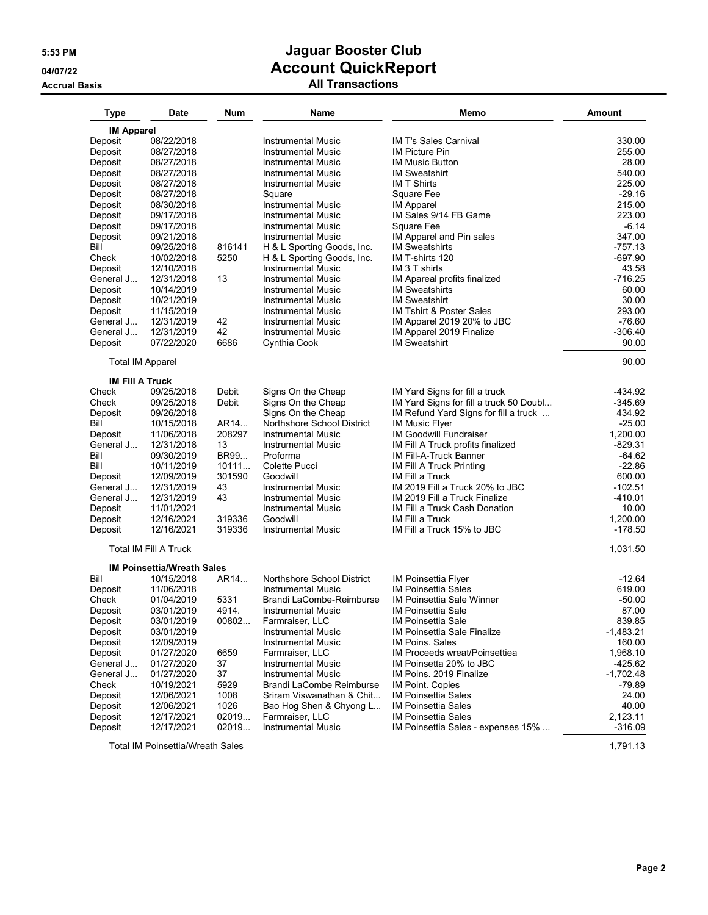# Jaguar Booster Club

## Account QuickReport

### All Transactions

5:53 PM
04/07/22
Accrual Basis

| Type | Date | Num | Name | Memo | Amount |
|---|---|---|---|---|---|
| **IM Apparel** | | | | | |
| Deposit | 08/22/2018 | | Instrumental Music | IM T's Sales Carnival | 330.00 |
| Deposit | 08/27/2018 | | Instrumental Music | IM Picture Pin | 255.00 |
| Deposit | 08/27/2018 | | Instrumental Music | IM Music Button | 28.00 |
| Deposit | 08/27/2018 | | Instrumental Music | IM Sweatshirt | 540.00 |
| Deposit | 08/27/2018 | | Instrumental Music | IM T Shirts | 225.00 |
| Deposit | 08/27/2018 | | Square | Square Fee | -29.16 |
| Deposit | 08/30/2018 | | Instrumental Music | IM Apparel | 215.00 |
| Deposit | 09/17/2018 | | Instrumental Music | IM Sales 9/14 FB Game | 223.00 |
| Deposit | 09/17/2018 | | Instrumental Music | Square Fee | -6.14 |
| Deposit | 09/21/2018 | | Instrumental Music | IM Apparel and Pin sales | 347.00 |
| Bill | 09/25/2018 | 816141 | H & L Sporting Goods, Inc. | IM Sweatshirts | -757.13 |
| Check | 10/02/2018 | 5250 | H & L Sporting Goods, Inc. | IM T-shirts 120 | -697.90 |
| Deposit | 12/10/2018 | | Instrumental Music | IM 3 T shirts | 43.58 |
| General J... | 12/31/2018 | 13 | Instrumental Music | IM Apareal profits finalized | -716.25 |
| Deposit | 10/14/2019 | | Instrumental Music | IM Sweatshirts | 60.00 |
| Deposit | 10/21/2019 | | Instrumental Music | IM Sweatshirt | 30.00 |
| Deposit | 11/15/2019 | | Instrumental Music | IM Tshirt & Poster Sales | 293.00 |
| General J... | 12/31/2019 | 42 | Instrumental Music | IM Apparel 2019 20% to JBC | -76.60 |
| General J... | 12/31/2019 | 42 | Instrumental Music | IM Apparel 2019 Finalize | -306.40 |
| Deposit | 07/22/2020 | 6686 | Cynthia Cook | IM Sweatshirt | 90.00 |
| Total IM Apparel | | | | | 90.00 |
| **IM Fill A Truck** | | | | | |
| Check | 09/25/2018 | Debit | Signs On the Cheap | IM Yard Signs for fill a truck | -434.92 |
| Check | 09/25/2018 | Debit | Signs On the Cheap | IM Yard Signs for fill a truck 50 Doubl... | -345.69 |
| Deposit | 09/26/2018 | | Signs On the Cheap | IM Refund Yard Signs for fill a truck ... | 434.92 |
| Bill | 10/15/2018 | AR14... | Northshore School District | IM Music Flyer | -25.00 |
| Deposit | 11/06/2018 | 208297 | Instrumental Music | IM Goodwill Fundraiser | 1,200.00 |
| General J... | 12/31/2018 | 13 | Instrumental Music | IM Fill A Truck profits finalized | -829.31 |
| Bill | 09/30/2019 | BR99... | Proforma | IM Fill-A-Truck Banner | -64.62 |
| Bill | 10/11/2019 | 10111... | Colette Pucci | IM Fill A Truck Printing | -22.86 |
| Deposit | 12/09/2019 | 301590 | Goodwill | IM Fill a Truck | 600.00 |
| General J... | 12/31/2019 | 43 | Instrumental Music | IM 2019 Fill a Truck 20% to JBC | -102.51 |
| General J... | 12/31/2019 | 43 | Instrumental Music | IM 2019 Fill a Truck Finalize | -410.01 |
| Deposit | 11/01/2021 | | Instrumental Music | IM Fill a Truck Cash Donation | 10.00 |
| Deposit | 12/16/2021 | 319336 | Goodwill | IM Fill a Truck | 1,200.00 |
| Deposit | 12/16/2021 | 319336 | Instrumental Music | IM Fill a Truck 15% to JBC | -178.50 |
| Total IM Fill A Truck | | | | | 1,031.50 |
| **IM Poinsettia/Wreath Sales** | | | | | |
| Bill | 10/15/2018 | AR14... | Northshore School District | IM Poinsettia Flyer | -12.64 |
| Deposit | 11/06/2018 | | Instrumental Music | IM Poinsettia Sales | 619.00 |
| Check | 01/04/2019 | 5331 | Brandi LaCombe-Reimburse | IM Poinsettia Sale Winner | -50.00 |
| Deposit | 03/01/2019 | 4914. | Instrumental Music | IM Poinsettia Sale | 87.00 |
| Deposit | 03/01/2019 | 00802... | Farmraiser, LLC | IM Poinsettia Sale | 839.85 |
| Deposit | 03/01/2019 | | Instrumental Music | IM Poinsettia Sale Finalize | -1,483.21 |
| Deposit | 12/09/2019 | | Instrumental Music | IM Poins. Sales | 160.00 |
| Deposit | 01/27/2020 | 6659 | Farmraiser, LLC | IM Proceeds wreat/Poinsettiea | 1,968.10 |
| General J... | 01/27/2020 | 37 | Instrumental Music | IM Poinsetta 20% to JBC | -425.62 |
| General J... | 01/27/2020 | 37 | Instrumental Music | IM Poins. 2019 Finalize | -1,702.48 |
| Check | 10/19/2021 | 5929 | Brandi LaCombe Reimburse | IM Point. Copies | -79.89 |
| Deposit | 12/06/2021 | 1008 | Sriram Viswanathan & Chit... | IM Poinsettia Sales | 24.00 |
| Deposit | 12/06/2021 | 1026 | Bao Hog Shen & Chyong L... | IM Poinsettia Sales | 40.00 |
| Deposit | 12/17/2021 | 02019... | Farmraiser, LLC | IM Poinsettia Sales | 2,123.11 |
| Deposit | 12/17/2021 | 02019... | Instrumental Music | IM Poinsettia Sales - expenses 15% ... | -316.09 |
| Total IM Poinsettia/Wreath Sales | | | | | 1,791.13 |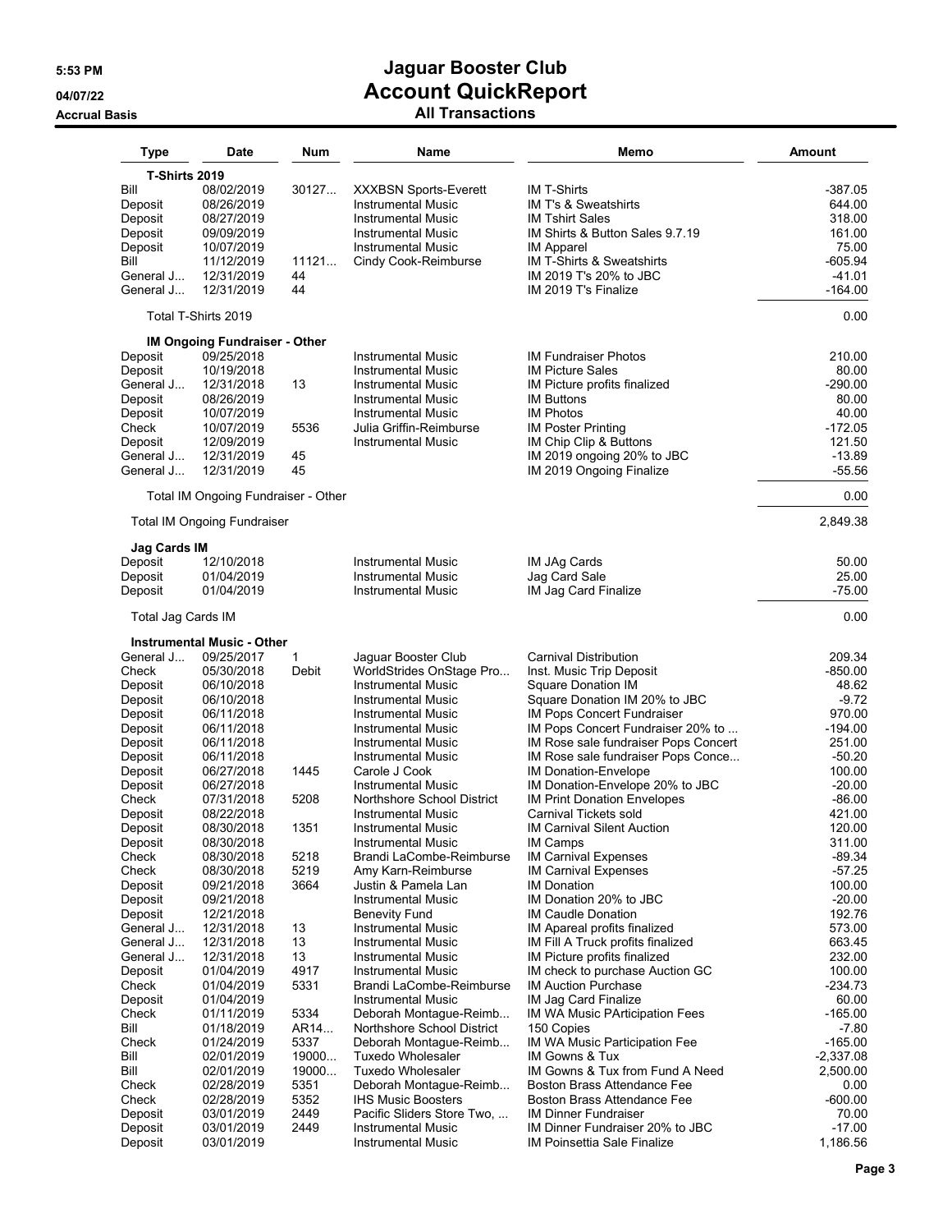# Jaguar Booster Club

## Account QuickReport

### All Transactions

5:53 PM
04/07/22
Accrual Basis

| Type | Date | Num | Name | Memo | Amount |
|---|---|---|---|---|---|
| **T-Shirts 2019** | | | | | |
| Bill | 08/02/2019 | 30127... | XXXBSN Sports-Everett | IM T-Shirts | -387.05 |
| Deposit | 08/26/2019 | | Instrumental Music | IM T's & Sweatshirts | 644.00 |
| Deposit | 08/27/2019 | | Instrumental Music | IM Tshirt Sales | 318.00 |
| Deposit | 09/09/2019 | | Instrumental Music | IM Shirts & Button Sales 9.7.19 | 161.00 |
| Deposit | 10/07/2019 | | Instrumental Music | IM Apparel | 75.00 |
| Bill | 11/12/2019 | 11121... | Cindy Cook-Reimburse | IM T-Shirts & Sweatshirts | -605.94 |
| General J... | 12/31/2019 | 44 | | IM 2019 T's 20% to JBC | -41.01 |
| General J... | 12/31/2019 | 44 | | IM 2019 T's Finalize | -164.00 |
| Total T-Shirts 2019 | | | | | 0.00 |
| **IM Ongoing Fundraiser - Other** | | | | | |
| Deposit | 09/25/2018 | | Instrumental Music | IM Fundraiser Photos | 210.00 |
| Deposit | 10/19/2018 | | Instrumental Music | IM Picture Sales | 80.00 |
| General J... | 12/31/2018 | 13 | Instrumental Music | IM Picture profits finalized | -290.00 |
| Deposit | 08/26/2019 | | Instrumental Music | IM Buttons | 80.00 |
| Deposit | 10/07/2019 | | Instrumental Music | IM Photos | 40.00 |
| Check | 10/07/2019 | 5536 | Julia Griffin-Reimburse | IM Poster Printing | -172.05 |
| Deposit | 12/09/2019 | | Instrumental Music | IM Chip Clip & Buttons | 121.50 |
| General J... | 12/31/2019 | 45 | | IM 2019 ongoing 20% to JBC | -13.89 |
| General J... | 12/31/2019 | 45 | | IM 2019 Ongoing Finalize | -55.56 |
| Total IM Ongoing Fundraiser - Other | | | | | 0.00 |
| Total IM Ongoing Fundraiser | | | | | 2,849.38 |
| **Jag Cards IM** | | | | | |
| Deposit | 12/10/2018 | | Instrumental Music | IM JAg Cards | 50.00 |
| Deposit | 01/04/2019 | | Instrumental Music | Jag Card Sale | 25.00 |
| Deposit | 01/04/2019 | | Instrumental Music | IM Jag Card Finalize | -75.00 |
| Total Jag Cards IM | | | | | 0.00 |
| **Instrumental Music - Other** | | | | | |
| General J... | 09/25/2017 | 1 | Jaguar Booster Club | Carnival Distribution | 209.34 |
| Check | 05/30/2018 | Debit | WorldStrides OnStage Pro... | Inst. Music Trip Deposit | -850.00 |
| Deposit | 06/10/2018 | | Instrumental Music | Square Donation IM | 48.62 |
| Deposit | 06/10/2018 | | Instrumental Music | Square Donation IM 20% to JBC | -9.72 |
| Deposit | 06/11/2018 | | Instrumental Music | IM Pops Concert Fundraiser | 970.00 |
| Deposit | 06/11/2018 | | Instrumental Music | IM Pops Concert Fundraiser 20% to ... | -194.00 |
| Deposit | 06/11/2018 | | Instrumental Music | IM Rose sale fundraiser Pops Concert | 251.00 |
| Deposit | 06/11/2018 | | Instrumental Music | IM Rose sale fundraiser Pops Conce... | -50.20 |
| Deposit | 06/27/2018 | 1445 | Carole J Cook | IM Donation-Envelope | 100.00 |
| Deposit | 06/27/2018 | | Instrumental Music | IM Donation-Envelope 20% to JBC | -20.00 |
| Check | 07/31/2018 | 5208 | Northshore School District | IM Print Donation Envelopes | -86.00 |
| Deposit | 08/22/2018 | | Instrumental Music | Carnival Tickets sold | 421.00 |
| Deposit | 08/30/2018 | 1351 | Instrumental Music | IM Carnival Silent Auction | 120.00 |
| Deposit | 08/30/2018 | | Instrumental Music | IM Camps | 311.00 |
| Check | 08/30/2018 | 5218 | Brandi LaCombe-Reimburse | IM Carnival Expenses | -89.34 |
| Check | 08/30/2018 | 5219 | Amy Karn-Reimburse | IM Carnival Expenses | -57.25 |
| Deposit | 09/21/2018 | 3664 | Justin & Pamela Lan | IM Donation | 100.00 |
| Deposit | 09/21/2018 | | Instrumental Music | IM Donation 20% to JBC | -20.00 |
| Deposit | 12/21/2018 | | Benevity Fund | IM Caudle Donation | 192.76 |
| General J... | 12/31/2018 | 13 | Instrumental Music | IM Apareal profits finalized | 573.00 |
| General J... | 12/31/2018 | 13 | Instrumental Music | IM Fill A Truck profits finalized | 663.45 |
| General J... | 12/31/2018 | 13 | Instrumental Music | IM Picture profits finalized | 232.00 |
| Deposit | 01/04/2019 | 4917 | Instrumental Music | IM check to purchase Auction GC | 100.00 |
| Check | 01/04/2019 | 5331 | Brandi LaCombe-Reimburse | IM Auction Purchase | -234.73 |
| Deposit | 01/04/2019 | | Instrumental Music | IM Jag Card Finalize | 60.00 |
| Check | 01/11/2019 | 5334 | Deborah Montague-Reimb... | IM WA Music PArticipation Fees | -165.00 |
| Bill | 01/18/2019 | AR14... | Northshore School District | 150 Copies | -7.80 |
| Check | 01/24/2019 | 5337 | Deborah Montague-Reimb... | IM WA Music Participation Fee | -165.00 |
| Bill | 02/01/2019 | 19000... | Tuxedo Wholesaler | IM Gowns & Tux | -2,337.08 |
| Bill | 02/01/2019 | 19000... | Tuxedo Wholesaler | IM Gowns & Tux from Fund A Need | 2,500.00 |
| Check | 02/28/2019 | 5351 | Deborah Montague-Reimb... | Boston Brass Attendance Fee | 0.00 |
| Check | 02/28/2019 | 5352 | IHS Music Boosters | Boston Brass Attendance Fee | -600.00 |
| Deposit | 03/01/2019 | 2449 | Pacific Sliders Store Two, ... | IM Dinner Fundraiser | 70.00 |
| Deposit | 03/01/2019 | 2449 | Instrumental Music | IM Dinner Fundraiser 20% to JBC | -17.00 |
| Deposit | 03/01/2019 | | Instrumental Music | IM Poinsettia Sale Finalize | 1,186.56 |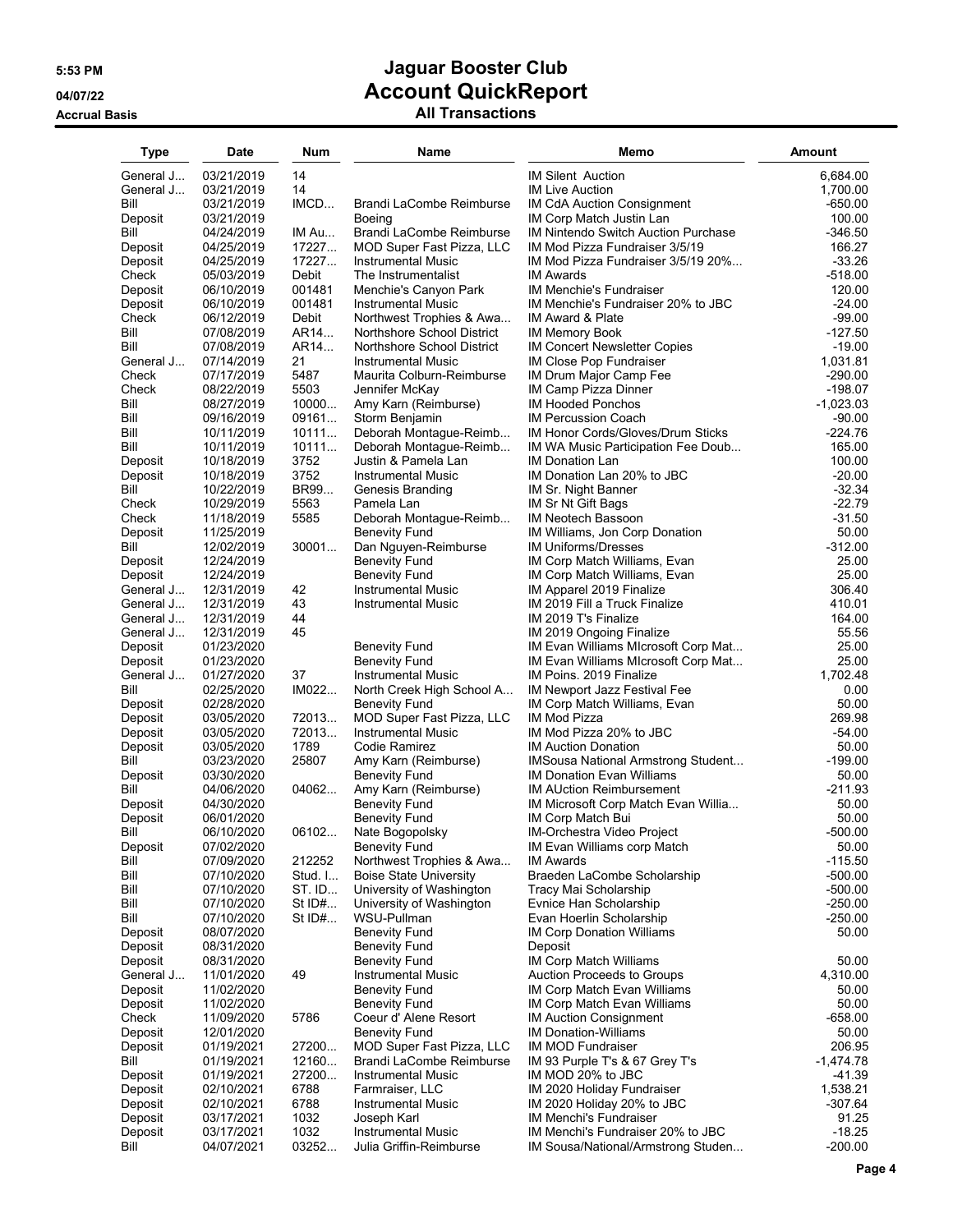# Jaguar Booster Club

## Account QuickReport

### All Transactions

5:53 PM
04/07/22
Accrual Basis

| Type | Date | Num | Name | Memo | Amount |
|---|---|---|---|---|---|
| General J... | 03/21/2019 | 14 | | IM Silent Auction | 6,684.00 |
| General J... | 03/21/2019 | 14 | | IM Live Auction | 1,700.00 |
| Bill | 03/21/2019 | IMCD... | Brandi LaCombe Reimburse | IM CdA Auction Consignment | -650.00 |
| Deposit | 03/21/2019 | | Boeing | IM Corp Match Justin Lan | 100.00 |
| Bill | 04/24/2019 | IM Au... | Brandi LaCombe Reimburse | IM Nintendo Switch Auction Purchase | -346.50 |
| Deposit | 04/25/2019 | 17227... | MOD Super Fast Pizza, LLC | IM Mod Pizza Fundraiser 3/5/19 | 166.27 |
| Deposit | 04/25/2019 | 17227... | Instrumental Music | IM Mod Pizza Fundraiser 3/5/19 20%... | -33.26 |
| Check | 05/03/2019 | Debit | The Instrumentalist | IM Awards | -518.00 |
| Deposit | 06/10/2019 | 001481 | Menchie's Canyon Park | IM Menchie's Fundraiser | 120.00 |
| Deposit | 06/10/2019 | 001481 | Instrumental Music | IM Menchie's Fundraiser 20% to JBC | -24.00 |
| Check | 06/12/2019 | Debit | Northwest Trophies & Awa... | IM Award & Plate | -99.00 |
| Bill | 07/08/2019 | AR14... | Northshore School District | IM Memory Book | -127.50 |
| Bill | 07/08/2019 | AR14... | Northshore School District | IM Concert Newsletter Copies | -19.00 |
| General J... | 07/14/2019 | 21 | Instrumental Music | IM Close Pop Fundraiser | 1,031.81 |
| Check | 07/17/2019 | 5487 | Maurita Colburn-Reimburse | IM Drum Major Camp Fee | -290.00 |
| Check | 08/22/2019 | 5503 | Jennifer McKay | IM Camp Pizza Dinner | -198.07 |
| Bill | 08/27/2019 | 10000... | Amy Karn (Reimburse) | IM Hooded Ponchos | -1,023.03 |
| Bill | 09/16/2019 | 09161... | Storm Benjamin | IM Percussion Coach | -90.00 |
| Bill | 10/11/2019 | 10111... | Deborah Montague-Reimb... | IM Honor Cords/Gloves/Drum Sticks | -224.76 |
| Bill | 10/11/2019 | 10111... | Deborah Montague-Reimb... | IM WA Music Participation Fee Doub... | 165.00 |
| Deposit | 10/18/2019 | 3752 | Justin & Pamela Lan | IM Donation Lan | 100.00 |
| Deposit | 10/18/2019 | 3752 | Instrumental Music | IM Donation Lan 20% to JBC | -20.00 |
| Bill | 10/22/2019 | BR99... | Genesis Branding | IM Sr. Night Banner | -32.34 |
| Check | 10/29/2019 | 5563 | Pamela Lan | IM Sr Nt Gift Bags | -22.79 |
| Check | 11/18/2019 | 5585 | Deborah Montague-Reimb... | IM Neotech Bassoon | -31.50 |
| Deposit | 11/25/2019 | | Benevity Fund | IM Williams, Jon Corp Donation | 50.00 |
| Bill | 12/02/2019 | 30001... | Dan Nguyen-Reimburse | IM Uniforms/Dresses | -312.00 |
| Deposit | 12/24/2019 | | Benevity Fund | IM Corp Match Williams, Evan | 25.00 |
| Deposit | 12/24/2019 | | Benevity Fund | IM Corp Match Williams, Evan | 25.00 |
| General J... | 12/31/2019 | 42 | Instrumental Music | IM Apparel 2019 Finalize | 306.40 |
| General J... | 12/31/2019 | 43 | Instrumental Music | IM 2019 Fill a Truck Finalize | 410.01 |
| General J... | 12/31/2019 | 44 | | IM 2019 T's Finalize | 164.00 |
| General J... | 12/31/2019 | 45 | | IM 2019 Ongoing Finalize | 55.56 |
| Deposit | 01/23/2020 | | Benevity Fund | IM Evan Williams MIcrosoft Corp Mat... | 25.00 |
| Deposit | 01/23/2020 | | Benevity Fund | IM Evan Williams MIcrosoft Corp Mat... | 25.00 |
| General J... | 01/27/2020 | 37 | Instrumental Music | IM Poins. 2019 Finalize | 1,702.48 |
| Bill | 02/25/2020 | IM022... | North Creek High School A... | IM Newport Jazz Festival Fee | 0.00 |
| Deposit | 02/28/2020 | | Benevity Fund | IM Corp Match Williams, Evan | 50.00 |
| Deposit | 03/05/2020 | 72013... | MOD Super Fast Pizza, LLC | IM Mod Pizza | 269.98 |
| Deposit | 03/05/2020 | 72013... | Instrumental Music | IM Mod Pizza 20% to JBC | -54.00 |
| Deposit | 03/05/2020 | 1789 | Codie Ramirez | IM Auction Donation | 50.00 |
| Bill | 03/23/2020 | 25807 | Amy Karn (Reimburse) | IMSousa National Armstrong Student... | -199.00 |
| Deposit | 03/30/2020 | | Benevity Fund | IM Donation Evan Williams | 50.00 |
| Bill | 04/06/2020 | 04062... | Amy Karn (Reimburse) | IM AUction Reimbursement | -211.93 |
| Deposit | 04/30/2020 | | Benevity Fund | IM Microsoft Corp Match Evan Willia... | 50.00 |
| Deposit | 06/01/2020 | | Benevity Fund | IM Corp Match Bui | 50.00 |
| Bill | 06/10/2020 | 06102... | Nate Bogopolsky | IM-Orchestra Video Project | -500.00 |
| Deposit | 07/02/2020 | | Benevity Fund | IM Evan Williams corp Match | 50.00 |
| Bill | 07/09/2020 | 212252 | Northwest Trophies & Awa... | IM Awards | -115.50 |
| Bill | 07/10/2020 | Stud. I... | Boise State University | Braeden LaCombe Scholarship | -500.00 |
| Bill | 07/10/2020 | ST. ID... | University of Washington | Tracy Mai Scholarship | -500.00 |
| Bill | 07/10/2020 | St ID#... | University of Washington | Evnice Han Scholarship | -250.00 |
| Bill | 07/10/2020 | St ID#... | WSU-Pullman | Evan Hoerlin Scholarship | -250.00 |
| Deposit | 08/07/2020 | | Benevity Fund | IM Corp Donation Williams | 50.00 |
| Deposit | 08/31/2020 | | Benevity Fund | Deposit | |
| Deposit | 08/31/2020 | | Benevity Fund | IM Corp Match Williams | 50.00 |
| General J... | 11/01/2020 | 49 | Instrumental Music | Auction Proceeds to Groups | 4,310.00 |
| Deposit | 11/02/2020 | | Benevity Fund | IM Corp Match Evan Williams | 50.00 |
| Deposit | 11/02/2020 | | Benevity Fund | IM Corp Match Evan Williams | 50.00 |
| Check | 11/09/2020 | 5786 | Coeur d' Alene Resort | IM Auction Consignment | -658.00 |
| Deposit | 12/01/2020 | | Benevity Fund | IM Donation-Williams | 50.00 |
| Deposit | 01/19/2021 | 27200... | MOD Super Fast Pizza, LLC | IM MOD Fundraiser | 206.95 |
| Bill | 01/19/2021 | 12160... | Brandi LaCombe Reimburse | IM 93 Purple T's & 67 Grey T's | -1,474.78 |
| Deposit | 01/19/2021 | 27200... | Instrumental Music | IM MOD 20% to JBC | -41.39 |
| Deposit | 02/10/2021 | 6788 | Farmraiser, LLC | IM 2020 Holiday Fundraiser | 1,538.21 |
| Deposit | 02/10/2021 | 6788 | Instrumental Music | IM 2020 Holiday 20% to JBC | -307.64 |
| Deposit | 03/17/2021 | 1032 | Joseph Karl | IM Menchi's Fundraiser | 91.25 |
| Deposit | 03/17/2021 | 1032 | Instrumental Music | IM Menchi's Fundraiser 20% to JBC | -18.25 |
| Bill | 04/07/2021 | 03252... | Julia Griffin-Reimburse | IM Sousa/National/Armstrong Studen... | -200.00 |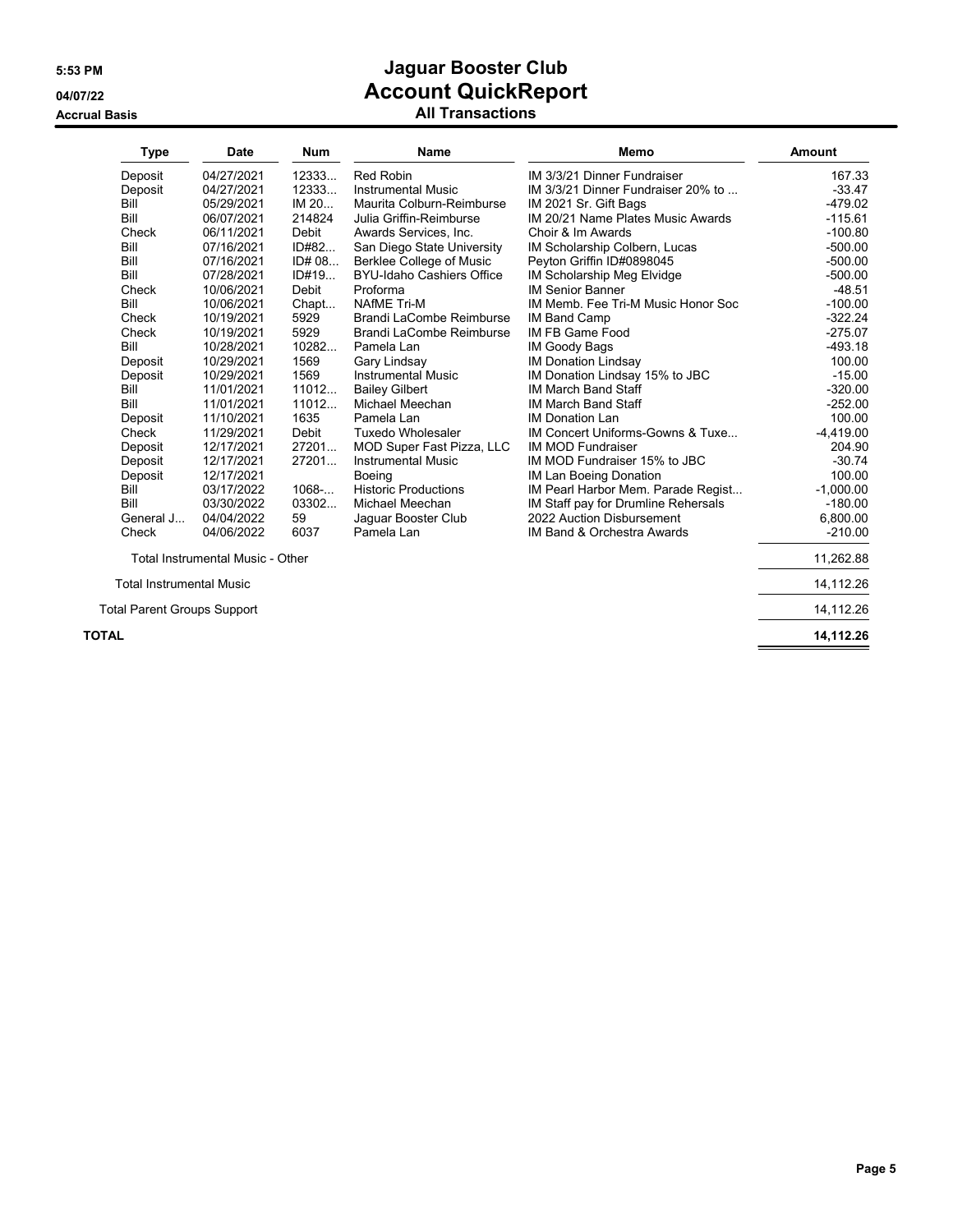**5:53 PM**
**04/07/22**
**Accrual Basis**

# Jaguar Booster Club
## Account QuickReport
### All Transactions

| Type | Date | Num | Name | Memo | Amount |
|---|---|---|---|---|---|
| Deposit | 04/27/2021 | 12333... | Red Robin | IM 3/3/21 Dinner Fundraiser | 167.33 |
| Deposit | 04/27/2021 | 12333... | Instrumental Music | IM 3/3/21 Dinner Fundraiser 20% to ... | -33.47 |
| Bill | 05/29/2021 | IM 20... | Maurita Colburn-Reimburse | IM 2021 Sr. Gift Bags | -479.02 |
| Bill | 06/07/2021 | 214824 | Julia Griffin-Reimburse | IM 20/21 Name Plates Music Awards | -115.61 |
| Check | 06/11/2021 | Debit | Awards Services, Inc. | Choir & Im Awards | -100.80 |
| Bill | 07/16/2021 | ID#82... | San Diego State University | IM Scholarship Colbern, Lucas | -500.00 |
| Bill | 07/16/2021 | ID# 08... | Berklee College of Music | Peyton Griffin ID#0898045 | -500.00 |
| Bill | 07/28/2021 | ID#19... | BYU-Idaho Cashiers Office | IM Scholarship Meg Elvidge | -500.00 |
| Check | 10/06/2021 | Debit | Proforma | IM Senior Banner | -48.51 |
| Bill | 10/06/2021 | Chapt... | NAfME Tri-M | IM Memb. Fee Tri-M Music Honor Soc | -100.00 |
| Check | 10/19/2021 | 5929 | Brandi LaCombe Reimburse | IM Band Camp | -322.24 |
| Check | 10/19/2021 | 5929 | Brandi LaCombe Reimburse | IM FB Game Food | -275.07 |
| Bill | 10/28/2021 | 10282... | Pamela Lan | IM Goody Bags | -493.18 |
| Deposit | 10/29/2021 | 1569 | Gary Lindsay | IM Donation Lindsay | 100.00 |
| Deposit | 10/29/2021 | 1569 | Instrumental Music | IM Donation Lindsay 15% to JBC | -15.00 |
| Bill | 11/01/2021 | 11012... | Bailey Gilbert | IM March Band Staff | -320.00 |
| Bill | 11/01/2021 | 11012... | Michael Meechan | IM March Band Staff | -252.00 |
| Deposit | 11/10/2021 | 1635 | Pamela Lan | IM Donation Lan | 100.00 |
| Check | 11/29/2021 | Debit | Tuxedo Wholesaler | IM Concert Uniforms-Gowns & Tuxe... | -4,419.00 |
| Deposit | 12/17/2021 | 27201... | MOD Super Fast Pizza, LLC | IM MOD Fundraiser | 204.90 |
| Deposit | 12/17/2021 | 27201... | Instrumental Music | IM MOD Fundraiser 15% to JBC | -30.74 |
| Deposit | 12/17/2021 | | Boeing | IM Lan Boeing Donation | 100.00 |
| Bill | 03/17/2022 | 1068-... | Historic Productions | IM Pearl Harbor Mem. Parade Regist... | -1,000.00 |
| Bill | 03/30/2022 | 03302... | Michael Meechan | IM Staff pay for Drumline Rehersals | -180.00 |
| General J... | 04/04/2022 | 59 | Jaguar Booster Club | 2022 Auction Disbursement | 6,800.00 |
| Check | 04/06/2022 | 6037 | Pamela Lan | IM Band & Orchestra Awards | -210.00 |
| Total Instrumental Music - Other | | | | | 11,262.88 |
| Total Instrumental Music | | | | | 14,112.26 |
| Total Parent Groups Support | | | | | 14,112.26 |
| **TOTAL** | | | | | **14,112.26** |